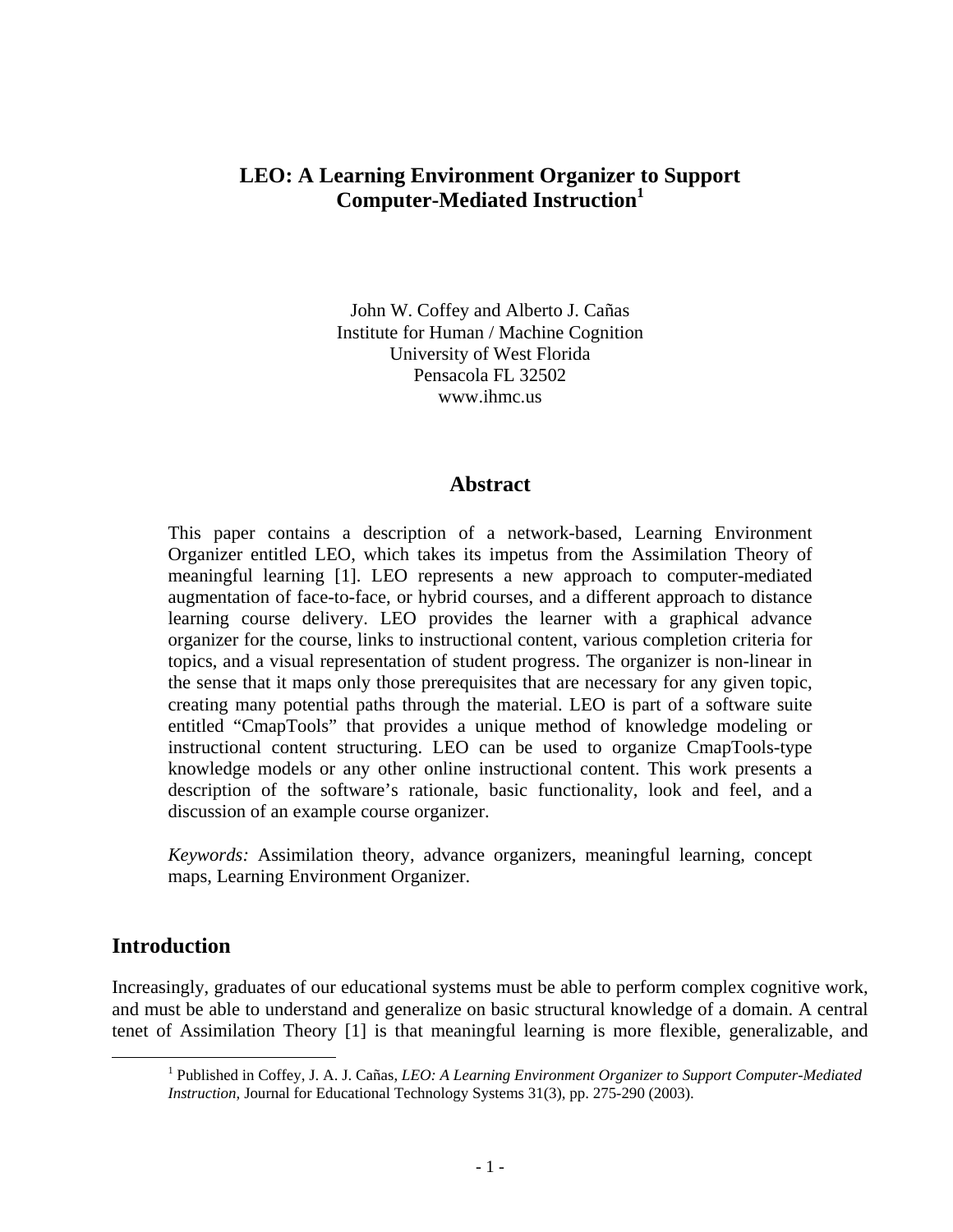# LEO: A Learning Environment Organizer to Support Computer-Mediated Instruction[1]

John W. Coffey and Alberto J. Cañas
Institute for Human / Machine Cognition
University of West Florida
Pensacola FL 32502
www.ihmc.us

## Abstract

This paper contains a description of a network-based, Learning Environment Organizer entitled LEO, which takes its impetus from the Assimilation Theory of meaningful learning [1]. LEO represents a new approach to computer-mediated augmentation of face-to-face, or hybrid courses, and a different approach to distance learning course delivery. LEO provides the learner with a graphical advance organizer for the course, links to instructional content, various completion criteria for topics, and a visual representation of student progress. The organizer is non-linear in the sense that it maps only those prerequisites that are necessary for any given topic, creating many potential paths through the material. LEO is part of a software suite entitled "CmapTools" that provides a unique method of knowledge modeling or instructional content structuring. LEO can be used to organize CmapTools-type knowledge models or any other online instructional content. This work presents a description of the software's rationale, basic functionality, look and feel, and a discussion of an example course organizer.

*Keywords:* Assimilation theory, advance organizers, meaningful learning, concept maps, Learning Environment Organizer.

## Introduction

Increasingly, graduates of our educational systems must be able to perform complex cognitive work, and must be able to understand and generalize on basic structural knowledge of a domain. A central tenet of Assimilation Theory [1] is that meaningful learning is more flexible, generalizable, and

[1] Published in Coffey, J. A. J. Cañas, *LEO: A Learning Environment Organizer to Support Computer-Mediated Instruction*, Journal for Educational Technology Systems 31(3), pp. 275-290 (2003).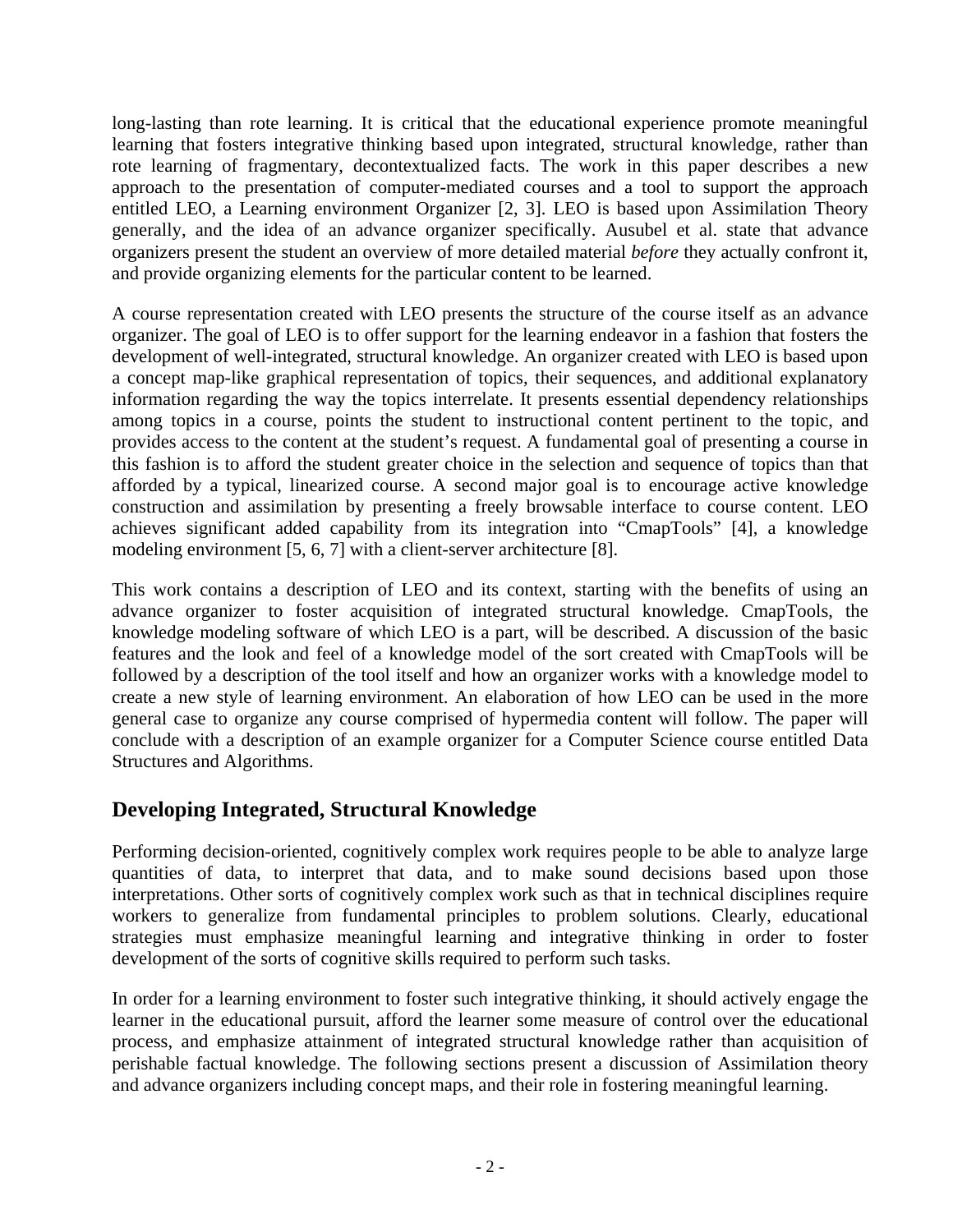long-lasting than rote learning. It is critical that the educational experience promote meaningful learning that fosters integrative thinking based upon integrated, structural knowledge, rather than rote learning of fragmentary, decontextualized facts. The work in this paper describes a new approach to the presentation of computer-mediated courses and a tool to support the approach entitled LEO, a Learning environment Organizer [2, 3]. LEO is based upon Assimilation Theory generally, and the idea of an advance organizer specifically. Ausubel et al. state that advance organizers present the student an overview of more detailed material *before* they actually confront it, and provide organizing elements for the particular content to be learned.

A course representation created with LEO presents the structure of the course itself as an advance organizer. The goal of LEO is to offer support for the learning endeavor in a fashion that fosters the development of well-integrated, structural knowledge. An organizer created with LEO is based upon a concept map-like graphical representation of topics, their sequences, and additional explanatory information regarding the way the topics interrelate. It presents essential dependency relationships among topics in a course, points the student to instructional content pertinent to the topic, and provides access to the content at the student's request. A fundamental goal of presenting a course in this fashion is to afford the student greater choice in the selection and sequence of topics than that afforded by a typical, linearized course. A second major goal is to encourage active knowledge construction and assimilation by presenting a freely browsable interface to course content. LEO achieves significant added capability from its integration into "CmapTools" [4], a knowledge modeling environment [5, 6, 7] with a client-server architecture [8].

This work contains a description of LEO and its context, starting with the benefits of using an advance organizer to foster acquisition of integrated structural knowledge. CmapTools, the knowledge modeling software of which LEO is a part, will be described. A discussion of the basic features and the look and feel of a knowledge model of the sort created with CmapTools will be followed by a description of the tool itself and how an organizer works with a knowledge model to create a new style of learning environment. An elaboration of how LEO can be used in the more general case to organize any course comprised of hypermedia content will follow. The paper will conclude with a description of an example organizer for a Computer Science course entitled Data Structures and Algorithms.

## Developing Integrated, Structural Knowledge

Performing decision-oriented, cognitively complex work requires people to be able to analyze large quantities of data, to interpret that data, and to make sound decisions based upon those interpretations. Other sorts of cognitively complex work such as that in technical disciplines require workers to generalize from fundamental principles to problem solutions. Clearly, educational strategies must emphasize meaningful learning and integrative thinking in order to foster development of the sorts of cognitive skills required to perform such tasks.

In order for a learning environment to foster such integrative thinking, it should actively engage the learner in the educational pursuit, afford the learner some measure of control over the educational process, and emphasize attainment of integrated structural knowledge rather than acquisition of perishable factual knowledge. The following sections present a discussion of Assimilation theory and advance organizers including concept maps, and their role in fostering meaningful learning.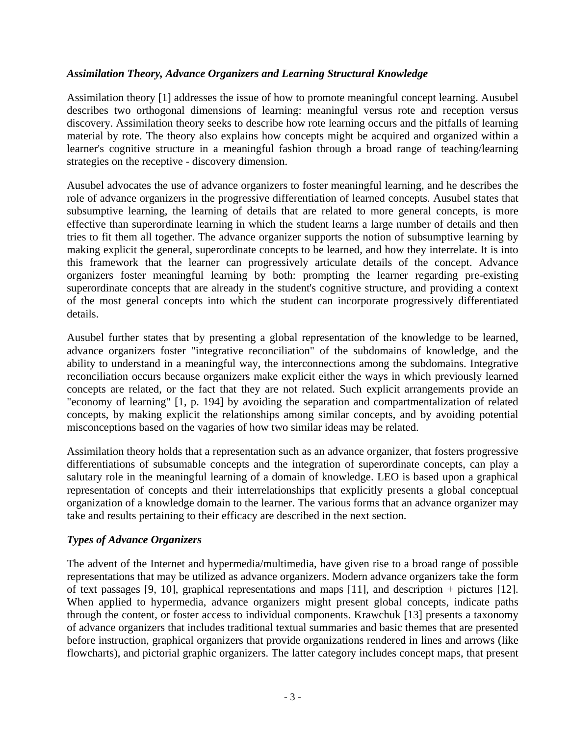### *Assimilation Theory, Advance Organizers and Learning Structural Knowledge*

Assimilation theory [1] addresses the issue of how to promote meaningful concept learning. Ausubel describes two orthogonal dimensions of learning: meaningful versus rote and reception versus discovery. Assimilation theory seeks to describe how rote learning occurs and the pitfalls of learning material by rote. The theory also explains how concepts might be acquired and organized within a learner's cognitive structure in a meaningful fashion through a broad range of teaching/learning strategies on the receptive - discovery dimension.

Ausubel advocates the use of advance organizers to foster meaningful learning, and he describes the role of advance organizers in the progressive differentiation of learned concepts. Ausubel states that subsumptive learning, the learning of details that are related to more general concepts, is more effective than superordinate learning in which the student learns a large number of details and then tries to fit them all together. The advance organizer supports the notion of subsumptive learning by making explicit the general, superordinate concepts to be learned, and how they interrelate. It is into this framework that the learner can progressively articulate details of the concept. Advance organizers foster meaningful learning by both: prompting the learner regarding pre-existing superordinate concepts that are already in the student's cognitive structure, and providing a context of the most general concepts into which the student can incorporate progressively differentiated details.

Ausubel further states that by presenting a global representation of the knowledge to be learned, advance organizers foster "integrative reconciliation" of the subdomains of knowledge, and the ability to understand in a meaningful way, the interconnections among the subdomains. Integrative reconciliation occurs because organizers make explicit either the ways in which previously learned concepts are related, or the fact that they are not related. Such explicit arrangements provide an "economy of learning" [1, p. 194] by avoiding the separation and compartmentalization of related concepts, by making explicit the relationships among similar concepts, and by avoiding potential misconceptions based on the vagaries of how two similar ideas may be related.

Assimilation theory holds that a representation such as an advance organizer, that fosters progressive differentiations of subsumable concepts and the integration of superordinate concepts, can play a salutary role in the meaningful learning of a domain of knowledge. LEO is based upon a graphical representation of concepts and their interrelationships that explicitly presents a global conceptual organization of a knowledge domain to the learner. The various forms that an advance organizer may take and results pertaining to their efficacy are described in the next section.

### *Types of Advance Organizers*

The advent of the Internet and hypermedia/multimedia, have given rise to a broad range of possible representations that may be utilized as advance organizers. Modern advance organizers take the form of text passages [9, 10], graphical representations and maps [11], and description + pictures [12]. When applied to hypermedia, advance organizers might present global concepts, indicate paths through the content, or foster access to individual components. Krawchuk [13] presents a taxonomy of advance organizers that includes traditional textual summaries and basic themes that are presented before instruction, graphical organizers that provide organizations rendered in lines and arrows (like flowcharts), and pictorial graphic organizers. The latter category includes concept maps, that present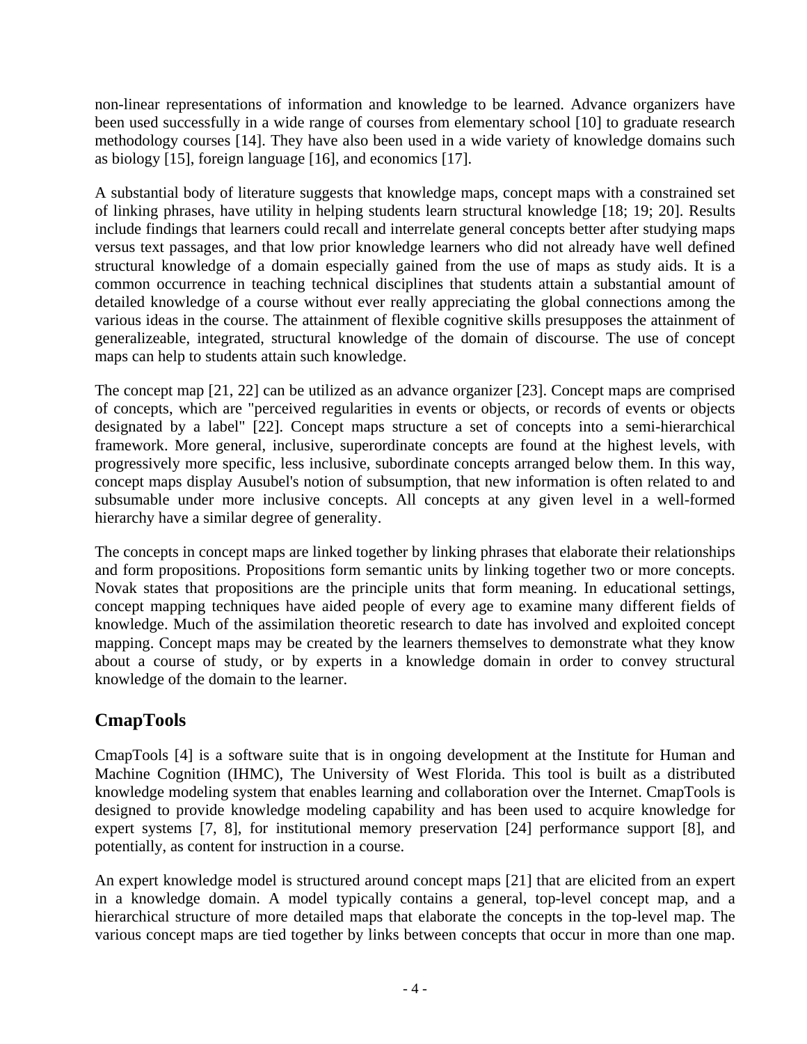non-linear representations of information and knowledge to be learned. Advance organizers have been used successfully in a wide range of courses from elementary school [10] to graduate research methodology courses [14]. They have also been used in a wide variety of knowledge domains such as biology [15], foreign language [16], and economics [17].

A substantial body of literature suggests that knowledge maps, concept maps with a constrained set of linking phrases, have utility in helping students learn structural knowledge [18; 19; 20]. Results include findings that learners could recall and interrelate general concepts better after studying maps versus text passages, and that low prior knowledge learners who did not already have well defined structural knowledge of a domain especially gained from the use of maps as study aids. It is a common occurrence in teaching technical disciplines that students attain a substantial amount of detailed knowledge of a course without ever really appreciating the global connections among the various ideas in the course. The attainment of flexible cognitive skills presupposes the attainment of generalizeable, integrated, structural knowledge of the domain of discourse. The use of concept maps can help to students attain such knowledge.

The concept map [21, 22] can be utilized as an advance organizer [23]. Concept maps are comprised of concepts, which are "perceived regularities in events or objects, or records of events or objects designated by a label" [22]. Concept maps structure a set of concepts into a semi-hierarchical framework. More general, inclusive, superordinate concepts are found at the highest levels, with progressively more specific, less inclusive, subordinate concepts arranged below them. In this way, concept maps display Ausubel's notion of subsumption, that new information is often related to and subsumable under more inclusive concepts. All concepts at any given level in a well-formed hierarchy have a similar degree of generality.

The concepts in concept maps are linked together by linking phrases that elaborate their relationships and form propositions. Propositions form semantic units by linking together two or more concepts. Novak states that propositions are the principle units that form meaning. In educational settings, concept mapping techniques have aided people of every age to examine many different fields of knowledge. Much of the assimilation theoretic research to date has involved and exploited concept mapping. Concept maps may be created by the learners themselves to demonstrate what they know about a course of study, or by experts in a knowledge domain in order to convey structural knowledge of the domain to the learner.

## CmapTools

CmapTools [4] is a software suite that is in ongoing development at the Institute for Human and Machine Cognition (IHMC), The University of West Florida. This tool is built as a distributed knowledge modeling system that enables learning and collaboration over the Internet. CmapTools is designed to provide knowledge modeling capability and has been used to acquire knowledge for expert systems [7, 8], for institutional memory preservation [24] performance support [8], and potentially, as content for instruction in a course.

An expert knowledge model is structured around concept maps [21] that are elicited from an expert in a knowledge domain. A model typically contains a general, top-level concept map, and a hierarchical structure of more detailed maps that elaborate the concepts in the top-level map. The various concept maps are tied together by links between concepts that occur in more than one map.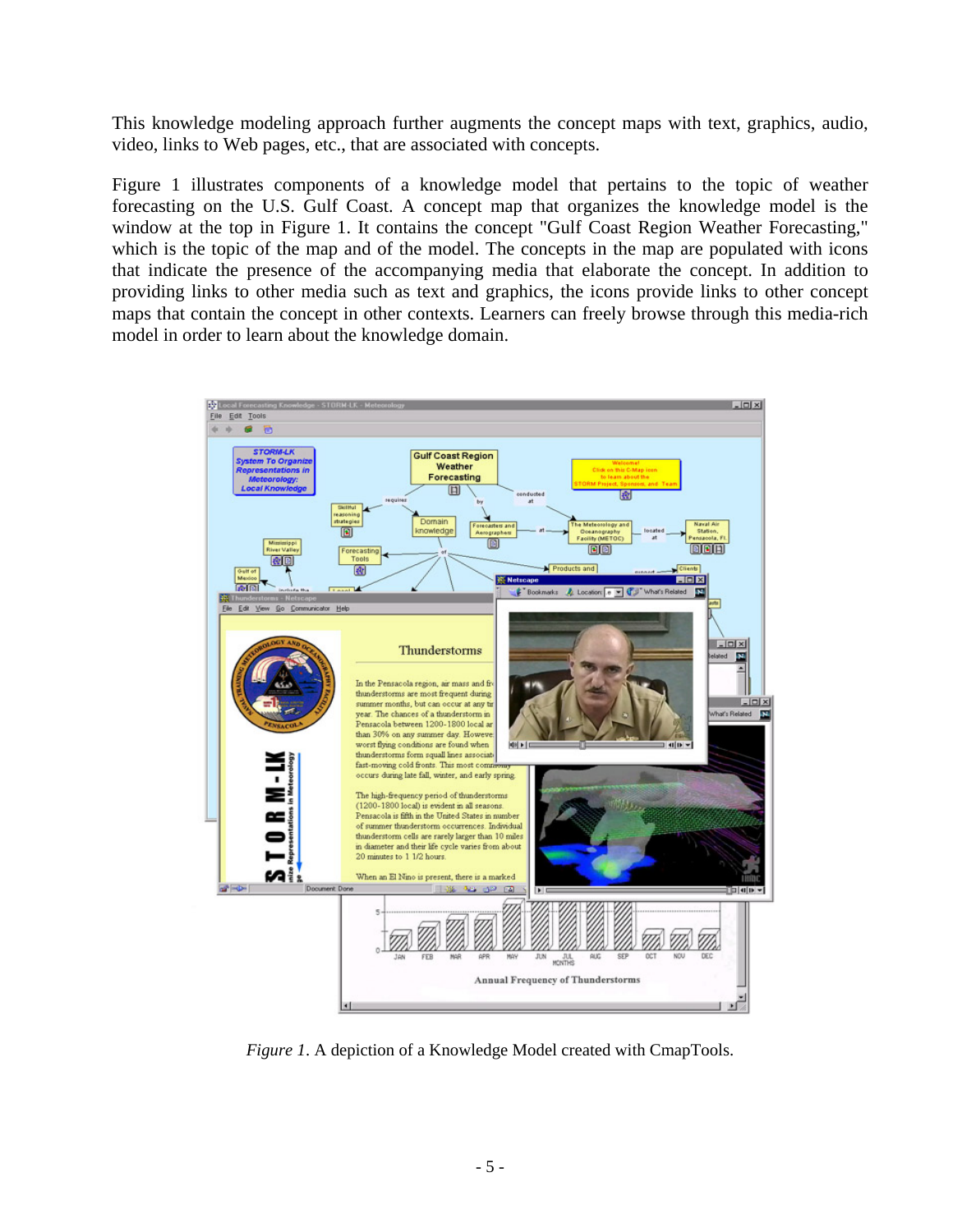This knowledge modeling approach further augments the concept maps with text, graphics, audio, video, links to Web pages, etc., that are associated with concepts.

Figure 1 illustrates components of a knowledge model that pertains to the topic of weather forecasting on the U.S. Gulf Coast. A concept map that organizes the knowledge model is the window at the top in Figure 1. It contains the concept "Gulf Coast Region Weather Forecasting," which is the topic of the map and of the model. The concepts in the map are populated with icons that indicate the presence of the accompanying media that elaborate the concept. In addition to providing links to other media such as text and graphics, the icons provide links to other concept maps that contain the concept in other contexts. Learners can freely browse through this media-rich model in order to learn about the knowledge domain.

*Figure 1*. A depiction of a Knowledge Model created with CmapTools.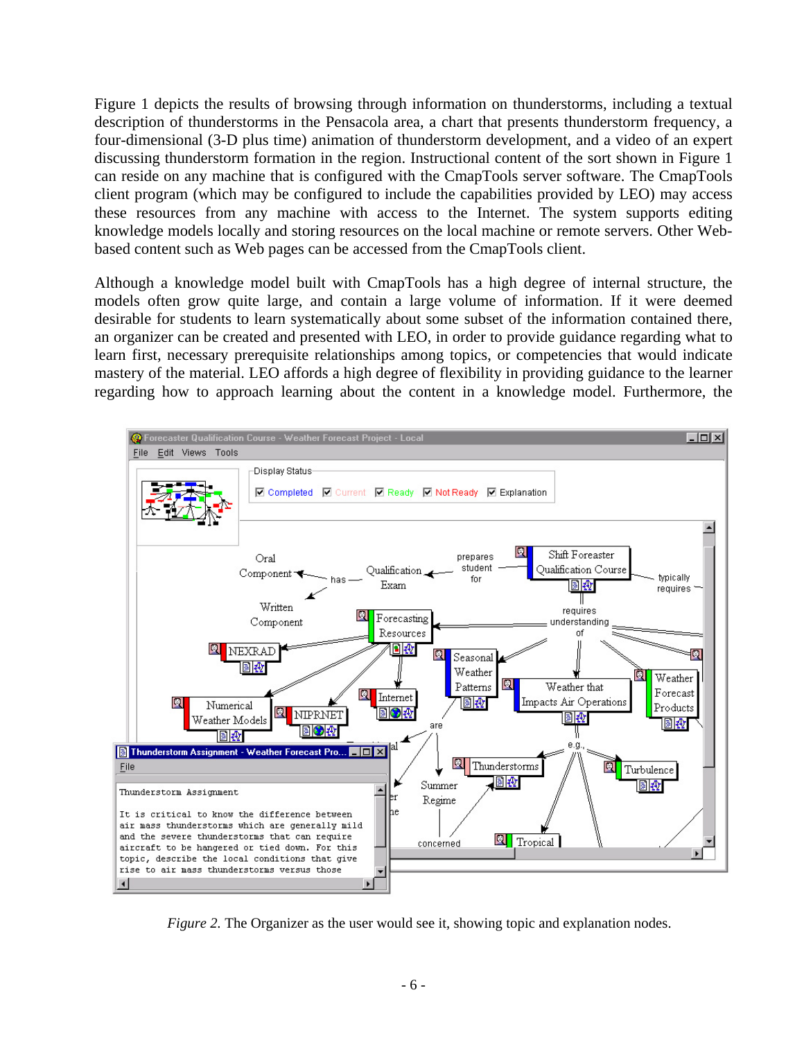Figure 1 depicts the results of browsing through information on thunderstorms, including a textual description of thunderstorms in the Pensacola area, a chart that presents thunderstorm frequency, a four-dimensional (3-D plus time) animation of thunderstorm development, and a video of an expert discussing thunderstorm formation in the region. Instructional content of the sort shown in Figure 1 can reside on any machine that is configured with the CmapTools server software. The CmapTools client program (which may be configured to include the capabilities provided by LEO) may access these resources from any machine with access to the Internet. The system supports editing knowledge models locally and storing resources on the local machine or remote servers. Other Web-based content such as Web pages can be accessed from the CmapTools client.

Although a knowledge model built with CmapTools has a high degree of internal structure, the models often grow quite large, and contain a large volume of information. If it were deemed desirable for students to learn systematically about some subset of the information contained there, an organizer can be created and presented with LEO, in order to provide guidance regarding what to learn first, necessary prerequisite relationships among topics, or competencies that would indicate mastery of the material. LEO affords a high degree of flexibility in providing guidance to the learner regarding how to approach learning about the content in a knowledge model. Furthermore, the

*Figure 2.* The Organizer as the user would see it, showing topic and explanation nodes.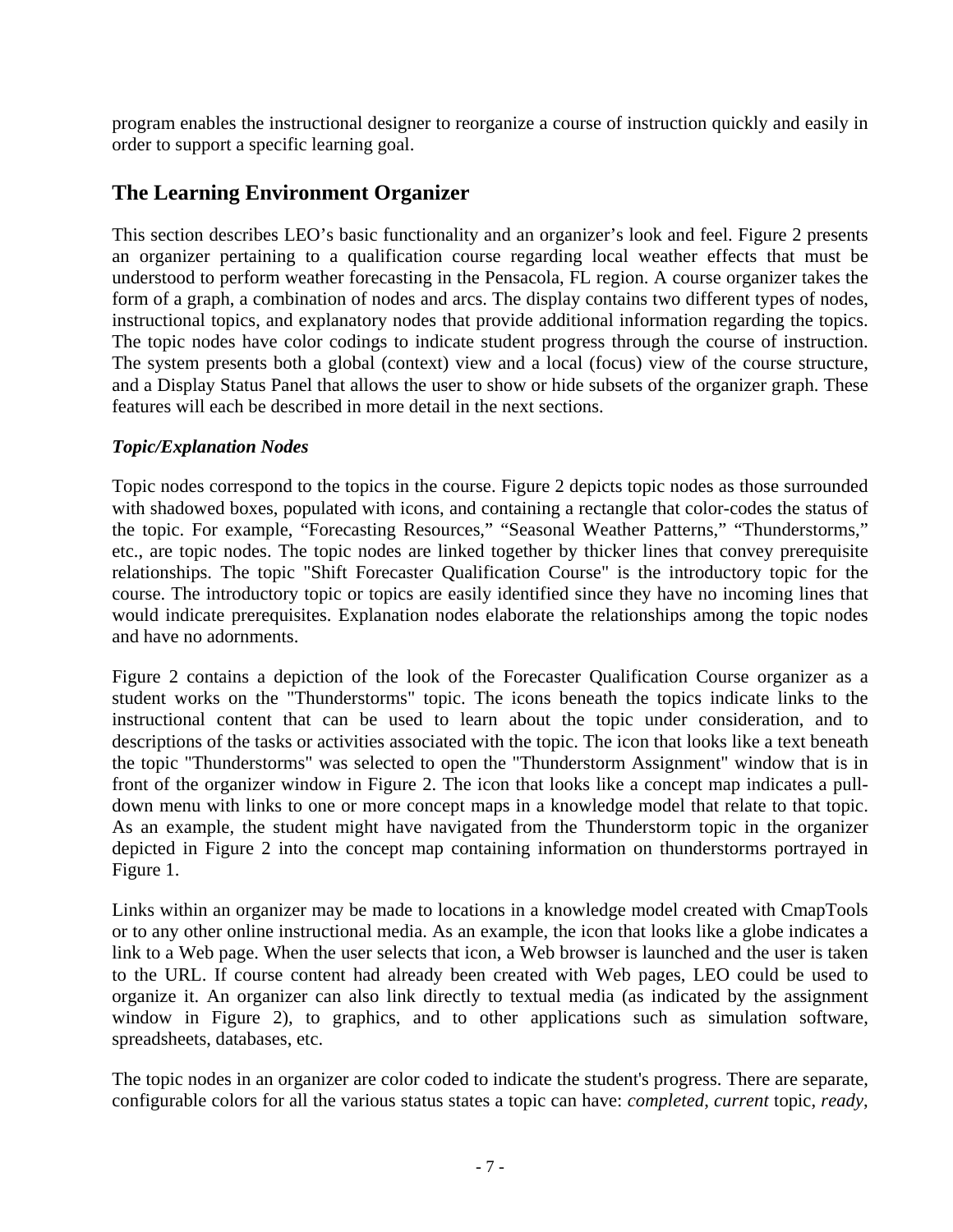program enables the instructional designer to reorganize a course of instruction quickly and easily in order to support a specific learning goal.

## The Learning Environment Organizer

This section describes LEO's basic functionality and an organizer's look and feel. Figure 2 presents an organizer pertaining to a qualification course regarding local weather effects that must be understood to perform weather forecasting in the Pensacola, FL region. A course organizer takes the form of a graph, a combination of nodes and arcs. The display contains two different types of nodes, instructional topics, and explanatory nodes that provide additional information regarding the topics. The topic nodes have color codings to indicate student progress through the course of instruction. The system presents both a global (context) view and a local (focus) view of the course structure, and a Display Status Panel that allows the user to show or hide subsets of the organizer graph. These features will each be described in more detail in the next sections.

### *Topic/Explanation Nodes*

Topic nodes correspond to the topics in the course. Figure 2 depicts topic nodes as those surrounded with shadowed boxes, populated with icons, and containing a rectangle that color-codes the status of the topic. For example, "Forecasting Resources," "Seasonal Weather Patterns," "Thunderstorms," etc., are topic nodes. The topic nodes are linked together by thicker lines that convey prerequisite relationships. The topic "Shift Forecaster Qualification Course" is the introductory topic for the course. The introductory topic or topics are easily identified since they have no incoming lines that would indicate prerequisites. Explanation nodes elaborate the relationships among the topic nodes and have no adornments.

Figure 2 contains a depiction of the look of the Forecaster Qualification Course organizer as a student works on the "Thunderstorms" topic. The icons beneath the topics indicate links to the instructional content that can be used to learn about the topic under consideration, and to descriptions of the tasks or activities associated with the topic. The icon that looks like a text beneath the topic "Thunderstorms" was selected to open the "Thunderstorm Assignment" window that is in front of the organizer window in Figure 2. The icon that looks like a concept map indicates a pull-down menu with links to one or more concept maps in a knowledge model that relate to that topic. As an example, the student might have navigated from the Thunderstorm topic in the organizer depicted in Figure 2 into the concept map containing information on thunderstorms portrayed in Figure 1.

Links within an organizer may be made to locations in a knowledge model created with CmapTools or to any other online instructional media. As an example, the icon that looks like a globe indicates a link to a Web page. When the user selects that icon, a Web browser is launched and the user is taken to the URL. If course content had already been created with Web pages, LEO could be used to organize it. An organizer can also link directly to textual media (as indicated by the assignment window in Figure 2), to graphics, and to other applications such as simulation software, spreadsheets, databases, etc.

The topic nodes in an organizer are color coded to indicate the student's progress. There are separate, configurable colors for all the various status states a topic can have: *completed*, *current* topic, *ready*,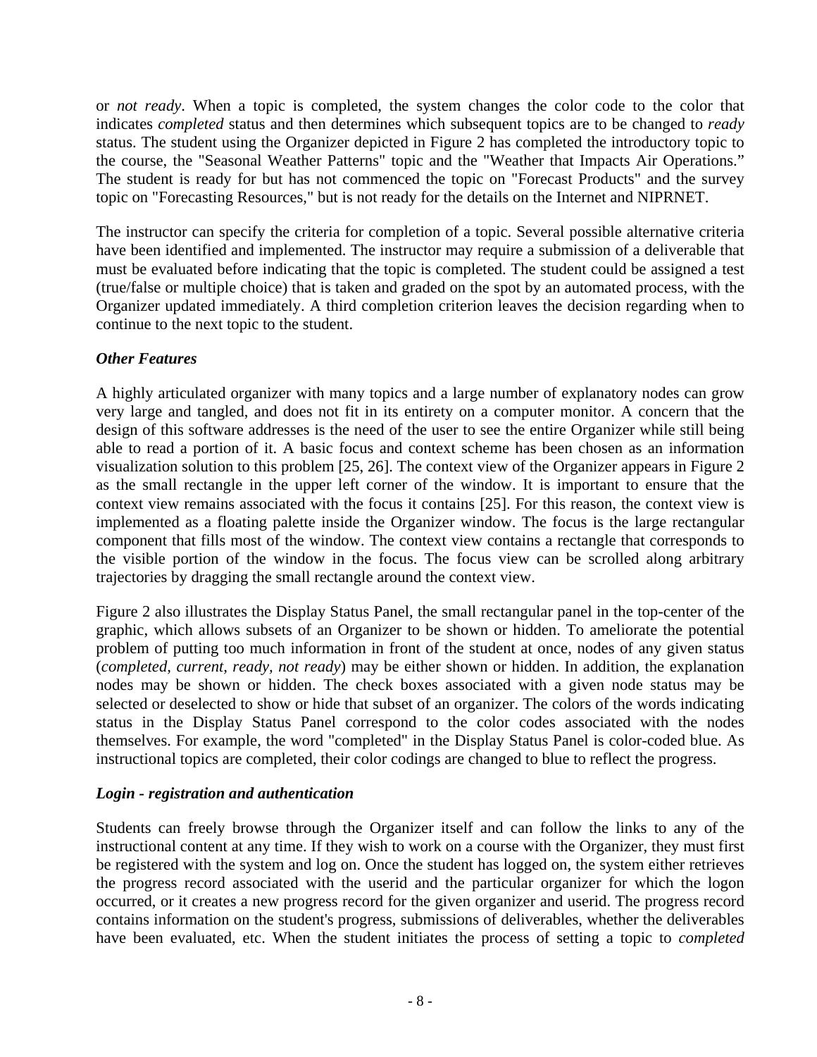or *not ready*. When a topic is completed, the system changes the color code to the color that indicates *completed* status and then determines which subsequent topics are to be changed to *ready* status. The student using the Organizer depicted in Figure 2 has completed the introductory topic to the course, the "Seasonal Weather Patterns" topic and the "Weather that Impacts Air Operations." The student is ready for but has not commenced the topic on "Forecast Products" and the survey topic on "Forecasting Resources," but is not ready for the details on the Internet and NIPRNET.

The instructor can specify the criteria for completion of a topic. Several possible alternative criteria have been identified and implemented. The instructor may require a submission of a deliverable that must be evaluated before indicating that the topic is completed. The student could be assigned a test (true/false or multiple choice) that is taken and graded on the spot by an automated process, with the Organizer updated immediately. A third completion criterion leaves the decision regarding when to continue to the next topic to the student.

### *Other Features*

A highly articulated organizer with many topics and a large number of explanatory nodes can grow very large and tangled, and does not fit in its entirety on a computer monitor. A concern that the design of this software addresses is the need of the user to see the entire Organizer while still being able to read a portion of it. A basic focus and context scheme has been chosen as an information visualization solution to this problem [25, 26]. The context view of the Organizer appears in Figure 2 as the small rectangle in the upper left corner of the window. It is important to ensure that the context view remains associated with the focus it contains [25]. For this reason, the context view is implemented as a floating palette inside the Organizer window. The focus is the large rectangular component that fills most of the window. The context view contains a rectangle that corresponds to the visible portion of the window in the focus. The focus view can be scrolled along arbitrary trajectories by dragging the small rectangle around the context view.

Figure 2 also illustrates the Display Status Panel, the small rectangular panel in the top-center of the graphic, which allows subsets of an Organizer to be shown or hidden. To ameliorate the potential problem of putting too much information in front of the student at once, nodes of any given status (*completed, current, ready, not ready*) may be either shown or hidden. In addition, the explanation nodes may be shown or hidden. The check boxes associated with a given node status may be selected or deselected to show or hide that subset of an organizer. The colors of the words indicating status in the Display Status Panel correspond to the color codes associated with the nodes themselves. For example, the word "completed" in the Display Status Panel is color-coded blue. As instructional topics are completed, their color codings are changed to blue to reflect the progress.

### *Login - registration and authentication*

Students can freely browse through the Organizer itself and can follow the links to any of the instructional content at any time. If they wish to work on a course with the Organizer, they must first be registered with the system and log on. Once the student has logged on, the system either retrieves the progress record associated with the userid and the particular organizer for which the logon occurred, or it creates a new progress record for the given organizer and userid. The progress record contains information on the student's progress, submissions of deliverables, whether the deliverables have been evaluated, etc. When the student initiates the process of setting a topic to *completed*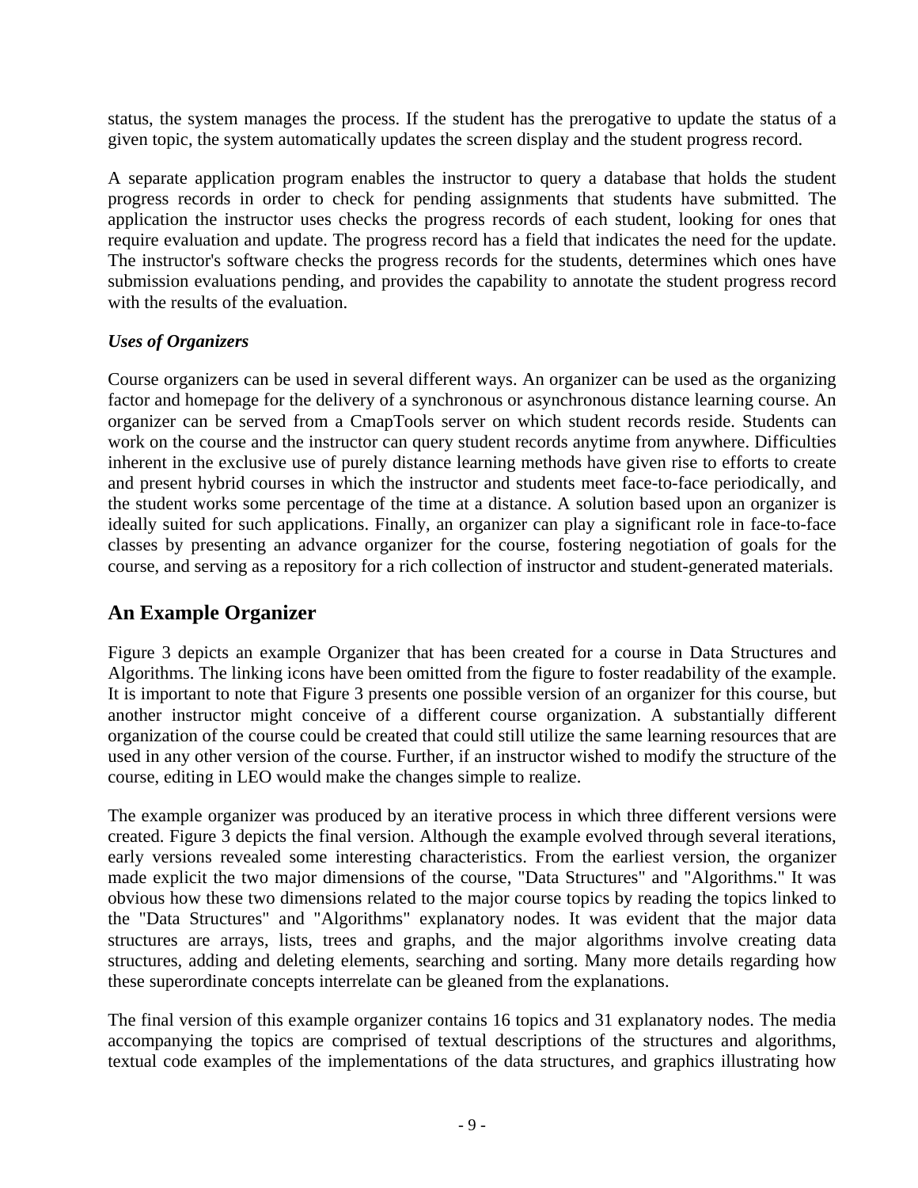status, the system manages the process. If the student has the prerogative to update the status of a given topic, the system automatically updates the screen display and the student progress record.

A separate application program enables the instructor to query a database that holds the student progress records in order to check for pending assignments that students have submitted. The application the instructor uses checks the progress records of each student, looking for ones that require evaluation and update. The progress record has a field that indicates the need for the update. The instructor's software checks the progress records for the students, determines which ones have submission evaluations pending, and provides the capability to annotate the student progress record with the results of the evaluation.

***Uses of Organizers***

Course organizers can be used in several different ways. An organizer can be used as the organizing factor and homepage for the delivery of a synchronous or asynchronous distance learning course. An organizer can be served from a CmapTools server on which student records reside. Students can work on the course and the instructor can query student records anytime from anywhere. Difficulties inherent in the exclusive use of purely distance learning methods have given rise to efforts to create and present hybrid courses in which the instructor and students meet face-to-face periodically, and the student works some percentage of the time at a distance. A solution based upon an organizer is ideally suited for such applications. Finally, an organizer can play a significant role in face-to-face classes by presenting an advance organizer for the course, fostering negotiation of goals for the course, and serving as a repository for a rich collection of instructor and student-generated materials.

## An Example Organizer

Figure 3 depicts an example Organizer that has been created for a course in Data Structures and Algorithms. The linking icons have been omitted from the figure to foster readability of the example. It is important to note that Figure 3 presents one possible version of an organizer for this course, but another instructor might conceive of a different course organization. A substantially different organization of the course could be created that could still utilize the same learning resources that are used in any other version of the course. Further, if an instructor wished to modify the structure of the course, editing in LEO would make the changes simple to realize.

The example organizer was produced by an iterative process in which three different versions were created. Figure 3 depicts the final version. Although the example evolved through several iterations, early versions revealed some interesting characteristics. From the earliest version, the organizer made explicit the two major dimensions of the course, "Data Structures" and "Algorithms." It was obvious how these two dimensions related to the major course topics by reading the topics linked to the "Data Structures" and "Algorithms" explanatory nodes. It was evident that the major data structures are arrays, lists, trees and graphs, and the major algorithms involve creating data structures, adding and deleting elements, searching and sorting. Many more details regarding how these superordinate concepts interrelate can be gleaned from the explanations.

The final version of this example organizer contains 16 topics and 31 explanatory nodes. The media accompanying the topics are comprised of textual descriptions of the structures and algorithms, textual code examples of the implementations of the data structures, and graphics illustrating how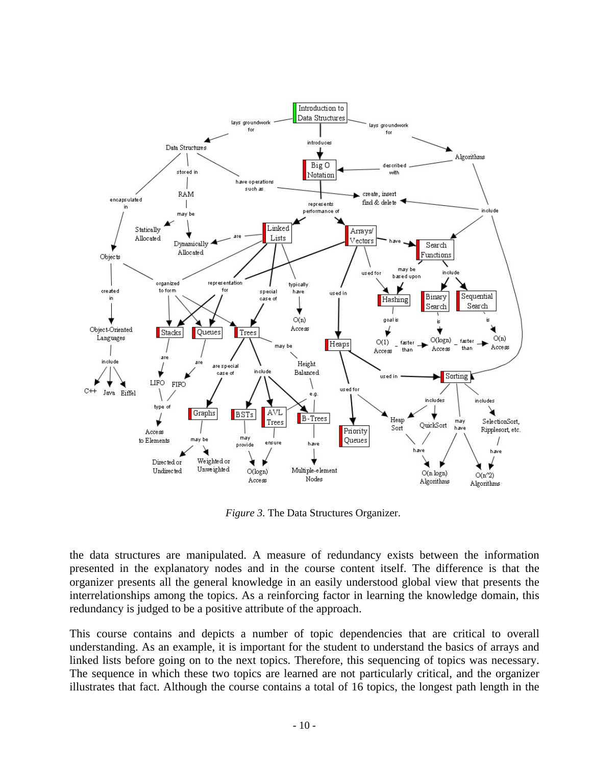*Figure 3.* The Data Structures Organizer.

the data structures are manipulated. A measure of redundancy exists between the information presented in the explanatory nodes and in the course content itself. The difference is that the organizer presents all the general knowledge in an easily understood global view that presents the interrelationships among the topics. As a reinforcing factor in learning the knowledge domain, this redundancy is judged to be a positive attribute of the approach.

This course contains and depicts a number of topic dependencies that are critical to overall understanding. As an example, it is important for the student to understand the basics of arrays and linked lists before going on to the next topics. Therefore, this sequencing of topics was necessary. The sequence in which these two topics are learned are not particularly critical, and the organizer illustrates that fact. Although the course contains a total of 16 topics, the longest path length in the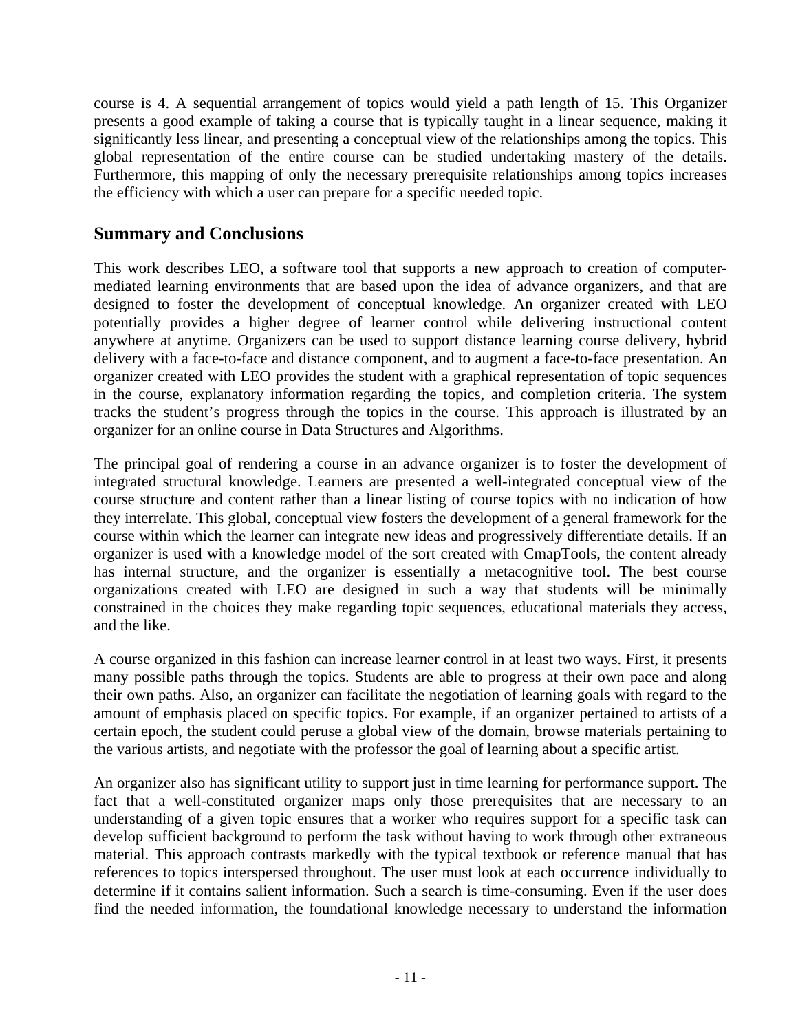course is 4. A sequential arrangement of topics would yield a path length of 15. This Organizer presents a good example of taking a course that is typically taught in a linear sequence, making it significantly less linear, and presenting a conceptual view of the relationships among the topics. This global representation of the entire course can be studied undertaking mastery of the details. Furthermore, this mapping of only the necessary prerequisite relationships among topics increases the efficiency with which a user can prepare for a specific needed topic.

## Summary and Conclusions

This work describes LEO, a software tool that supports a new approach to creation of computer-mediated learning environments that are based upon the idea of advance organizers, and that are designed to foster the development of conceptual knowledge. An organizer created with LEO potentially provides a higher degree of learner control while delivering instructional content anywhere at anytime. Organizers can be used to support distance learning course delivery, hybrid delivery with a face-to-face and distance component, and to augment a face-to-face presentation. An organizer created with LEO provides the student with a graphical representation of topic sequences in the course, explanatory information regarding the topics, and completion criteria. The system tracks the student's progress through the topics in the course. This approach is illustrated by an organizer for an online course in Data Structures and Algorithms.

The principal goal of rendering a course in an advance organizer is to foster the development of integrated structural knowledge. Learners are presented a well-integrated conceptual view of the course structure and content rather than a linear listing of course topics with no indication of how they interrelate. This global, conceptual view fosters the development of a general framework for the course within which the learner can integrate new ideas and progressively differentiate details. If an organizer is used with a knowledge model of the sort created with CmapTools, the content already has internal structure, and the organizer is essentially a metacognitive tool. The best course organizations created with LEO are designed in such a way that students will be minimally constrained in the choices they make regarding topic sequences, educational materials they access, and the like.

A course organized in this fashion can increase learner control in at least two ways. First, it presents many possible paths through the topics. Students are able to progress at their own pace and along their own paths. Also, an organizer can facilitate the negotiation of learning goals with regard to the amount of emphasis placed on specific topics. For example, if an organizer pertained to artists of a certain epoch, the student could peruse a global view of the domain, browse materials pertaining to the various artists, and negotiate with the professor the goal of learning about a specific artist.

An organizer also has significant utility to support just in time learning for performance support. The fact that a well-constituted organizer maps only those prerequisites that are necessary to an understanding of a given topic ensures that a worker who requires support for a specific task can develop sufficient background to perform the task without having to work through other extraneous material. This approach contrasts markedly with the typical textbook or reference manual that has references to topics interspersed throughout. The user must look at each occurrence individually to determine if it contains salient information. Such a search is time-consuming. Even if the user does find the needed information, the foundational knowledge necessary to understand the information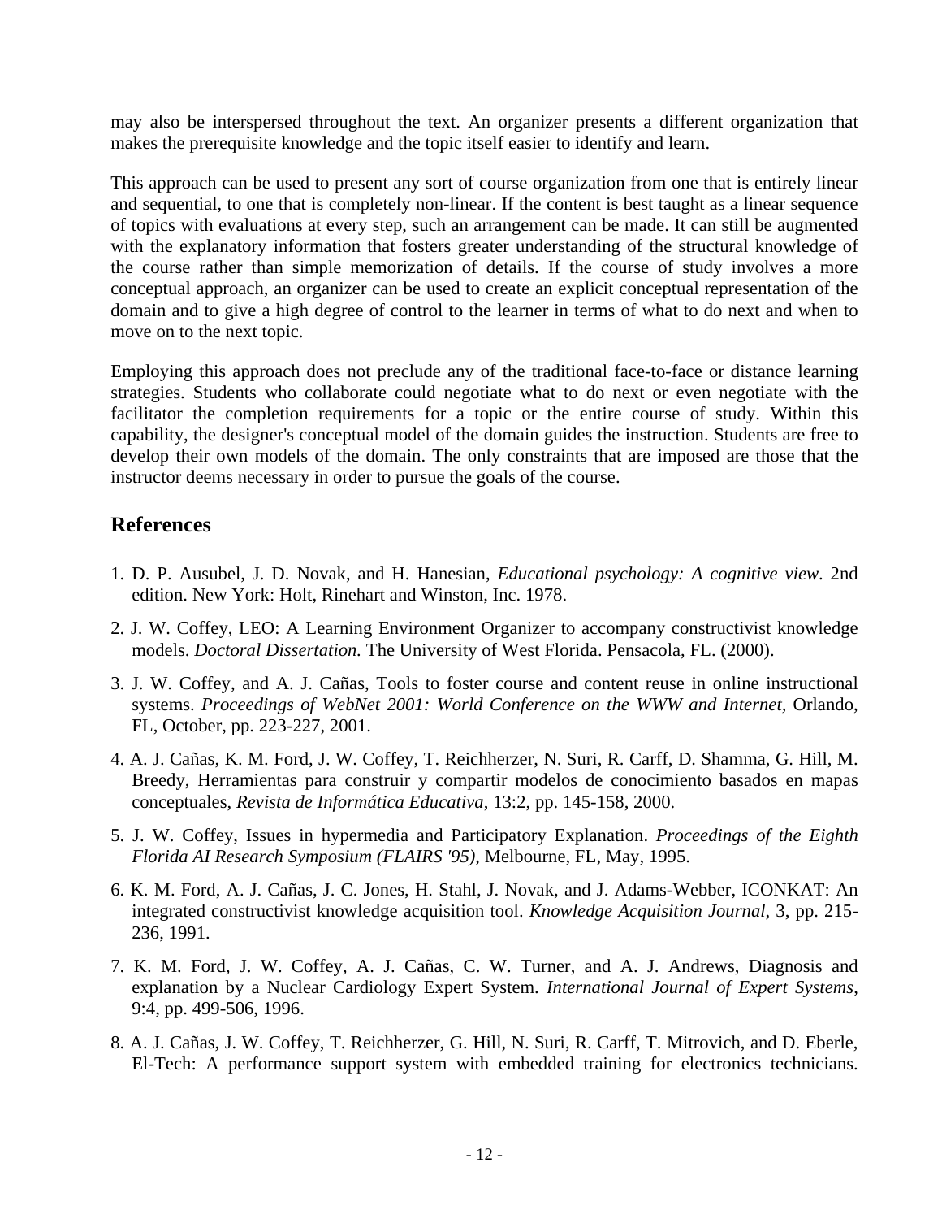may also be interspersed throughout the text. An organizer presents a different organization that makes the prerequisite knowledge and the topic itself easier to identify and learn.

This approach can be used to present any sort of course organization from one that is entirely linear and sequential, to one that is completely non-linear. If the content is best taught as a linear sequence of topics with evaluations at every step, such an arrangement can be made. It can still be augmented with the explanatory information that fosters greater understanding of the structural knowledge of the course rather than simple memorization of details. If the course of study involves a more conceptual approach, an organizer can be used to create an explicit conceptual representation of the domain and to give a high degree of control to the learner in terms of what to do next and when to move on to the next topic.

Employing this approach does not preclude any of the traditional face-to-face or distance learning strategies. Students who collaborate could negotiate what to do next or even negotiate with the facilitator the completion requirements for a topic or the entire course of study. Within this capability, the designer's conceptual model of the domain guides the instruction. Students are free to develop their own models of the domain. The only constraints that are imposed are those that the instructor deems necessary in order to pursue the goals of the course.

## References

1. D. P. Ausubel, J. D. Novak, and H. Hanesian, *Educational psychology: A cognitive view*. 2nd edition. New York: Holt, Rinehart and Winston, Inc. 1978.
2. J. W. Coffey, LEO: A Learning Environment Organizer to accompany constructivist knowledge models. *Doctoral Dissertation.* The University of West Florida. Pensacola, FL. (2000).
3. J. W. Coffey, and A. J. Cañas, Tools to foster course and content reuse in online instructional systems. *Proceedings of WebNet 2001: World Conference on the WWW and Internet,* Orlando, FL, October, pp. 223-227, 2001.
4. A. J. Cañas, K. M. Ford, J. W. Coffey, T. Reichherzer, N. Suri, R. Carff, D. Shamma, G. Hill, M. Breedy, Herramientas para construir y compartir modelos de conocimiento basados en mapas conceptuales, *Revista de Informática Educativa*, 13:2, pp. 145-158, 2000.
5. J. W. Coffey, Issues in hypermedia and Participatory Explanation. *Proceedings of the Eighth Florida AI Research Symposium (FLAIRS '95),* Melbourne, FL, May, 1995.
6. K. M. Ford, A. J. Cañas, J. C. Jones, H. Stahl, J. Novak, and J. Adams-Webber, ICONKAT: An integrated constructivist knowledge acquisition tool. *Knowledge Acquisition Journal*, 3, pp. 215-236, 1991.
7. K. M. Ford, J. W. Coffey, A. J. Cañas, C. W. Turner, and A. J. Andrews, Diagnosis and explanation by a Nuclear Cardiology Expert System. *International Journal of Expert Systems*, 9:4, pp. 499-506, 1996.
8. A. J. Cañas, J. W. Coffey, T. Reichherzer, G. Hill, N. Suri, R. Carff, T. Mitrovich, and D. Eberle, El-Tech: A performance support system with embedded training for electronics technicians.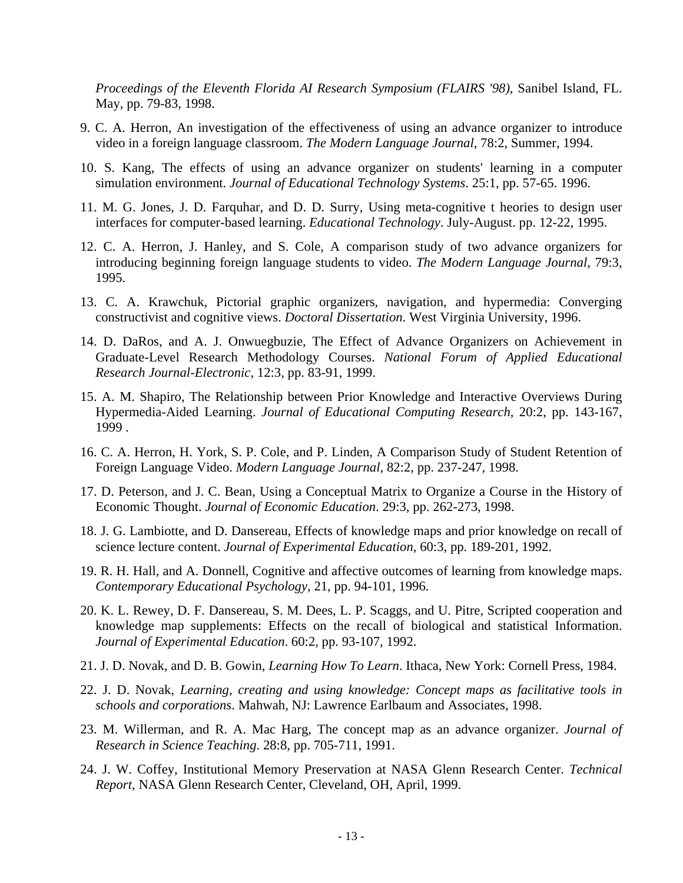*Proceedings of the Eleventh Florida AI Research Symposium (FLAIRS '98)*, Sanibel Island, FL. May, pp. 79-83, 1998.

9. C. A. Herron, An investigation of the effectiveness of using an advance organizer to introduce video in a foreign language classroom. *The Modern Language Journal*, 78:2, Summer, 1994.

10. S. Kang, The effects of using an advance organizer on students' learning in a computer simulation environment. *Journal of Educational Technology Systems*. 25:1, pp. 57-65. 1996.

11. M. G. Jones, J. D. Farquhar, and D. D. Surry, Using meta-cognitive t heories to design user interfaces for computer-based learning. *Educational Technology*. July-August. pp. 12-22, 1995.

12. C. A. Herron, J. Hanley, and S. Cole, A comparison study of two advance organizers for introducing beginning foreign language students to video. *The Modern Language Journal*, 79:3, 1995.

13. C. A. Krawchuk, Pictorial graphic organizers, navigation, and hypermedia: Converging constructivist and cognitive views. *Doctoral Dissertation*. West Virginia University, 1996.

14. D. DaRos, and A. J. Onwuegbuzie, The Effect of Advance Organizers on Achievement in Graduate-Level Research Methodology Courses. *National Forum of Applied Educational Research Journal-Electronic*, 12:3, pp. 83-91, 1999.

15. A. M. Shapiro, The Relationship between Prior Knowledge and Interactive Overviews During Hypermedia-Aided Learning. *Journal of Educational Computing Research*, 20:2, pp. 143-167, 1999 .

16. C. A. Herron, H. York, S. P. Cole, and P. Linden, A Comparison Study of Student Retention of Foreign Language Video. *Modern Language Journal*, 82:2, pp. 237-247, 1998.

17. D. Peterson, and J. C. Bean, Using a Conceptual Matrix to Organize a Course in the History of Economic Thought. *Journal of Economic Education*. 29:3, pp. 262-273, 1998.

18. J. G. Lambiotte, and D. Dansereau, Effects of knowledge maps and prior knowledge on recall of science lecture content. *Journal of Experimental Education*, 60:3, pp. 189-201, 1992.

19. R. H. Hall, and A. Donnell, Cognitive and affective outcomes of learning from knowledge maps. *Contemporary Educational Psychology*, 21, pp. 94-101, 1996.

20. K. L. Rewey, D. F. Dansereau, S. M. Dees, L. P. Scaggs, and U. Pitre, Scripted cooperation and knowledge map supplements: Effects on the recall of biological and statistical Information. *Journal of Experimental Education*. 60:2, pp. 93-107, 1992.

21. J. D. Novak, and D. B. Gowin, *Learning How To Learn*. Ithaca, New York: Cornell Press, 1984.

22. J. D. Novak, *Learning, creating and using knowledge: Concept maps as facilitative tools in schools and corporations*. Mahwah, NJ: Lawrence Earlbaum and Associates, 1998.

23. M. Willerman, and R. A. Mac Harg, The concept map as an advance organizer. *Journal of Research in Science Teaching*. 28:8, pp. 705-711, 1991.

24. J. W. Coffey, Institutional Memory Preservation at NASA Glenn Research Center. *Technical Report*, NASA Glenn Research Center, Cleveland, OH, April, 1999.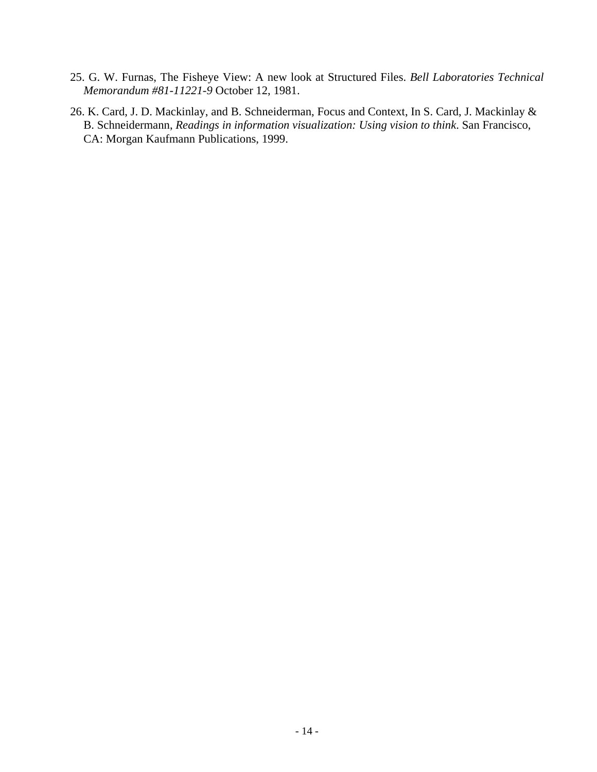25. G. W. Furnas, The Fisheye View: A new look at Structured Files. *Bell Laboratories Technical Memorandum #81-11221-9* October 12, 1981.

26. K. Card, J. D. Mackinlay, and B. Schneiderman, Focus and Context, In S. Card, J. Mackinlay & B. Schneidermann, *Readings in information visualization: Using vision to think*. San Francisco, CA: Morgan Kaufmann Publications, 1999.